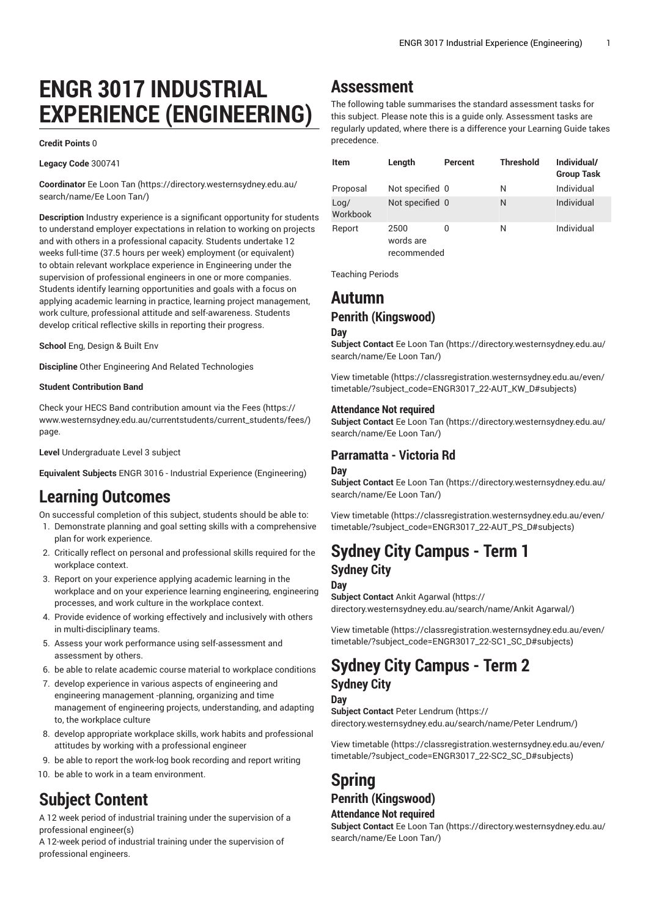# ENGR 3017 INDUSTRIAL EXPERIENCE (ENGINEERING)

**Credit Points** 0

**Legacy Code** 300741

**Coordinator** Ee Loon Tan (https://directory.westernsydney.edu.au/search/name/Ee Loon Tan/)

**Description** Industry experience is a significant opportunity for students to understand employer expectations in relation to working on projects and with others in a professional capacity. Students undertake 12 weeks full-time (37.5 hours per week) employment (or equivalent) to obtain relevant workplace experience in Engineering under the supervision of professional engineers in one or more companies. Students identify learning opportunities and goals with a focus on applying academic learning in practice, learning project management, work culture, professional attitude and self-awareness. Students develop critical reflective skills in reporting their progress.

**School** Eng, Design & Built Env

**Discipline** Other Engineering And Related Technologies

**Student Contribution Band**

Check your HECS Band contribution amount via the Fees (https://www.westernsydney.edu.au/currentstudents/current_students/fees/) page.

**Level** Undergraduate Level 3 subject

**Equivalent Subjects** ENGR 3016 - Industrial Experience (Engineering)

## Learning Outcomes

On successful completion of this subject, students should be able to:

1. Demonstrate planning and goal setting skills with a comprehensive plan for work experience.
2. Critically reflect on personal and professional skills required for the workplace context.
3. Report on your experience applying academic learning in the workplace and on your experience learning engineering, engineering processes, and work culture in the workplace context.
4. Provide evidence of working effectively and inclusively with others in multi-disciplinary teams.
5. Assess your work performance using self-assessment and assessment by others.
6. be able to relate academic course material to workplace conditions
7. develop experience in various aspects of engineering and engineering management -planning, organizing and time management of engineering projects, understanding, and adapting to, the workplace culture
8. develop appropriate workplace skills, work habits and professional attitudes by working with a professional engineer
9. be able to report the work-log book recording and report writing
10. be able to work in a team environment.

## Subject Content

A 12 week period of industrial training under the supervision of a professional engineer(s)
A 12-week period of industrial training under the supervision of professional engineers.

## Assessment

The following table summarises the standard assessment tasks for this subject. Please note this is a guide only. Assessment tasks are regularly updated, where there is a difference your Learning Guide takes precedence.

| Item | Length | Percent | Threshold | Individual/ Group Task |
|---|---|---|---|---|
| Proposal | Not specified | 0 | N | Individual |
| Log/ Workbook | Not specified | 0 | N | Individual |
| Report | 2500 words are recommended | 0 | N | Individual |

Teaching Periods

## Autumn

### Penrith (Kingswood)

#### Day

**Subject Contact** Ee Loon Tan (https://directory.westernsydney.edu.au/search/name/Ee Loon Tan/)

View timetable (https://classregistration.westernsydney.edu.au/even/timetable/?subject_code=ENGR3017_22-AUT_KW_D#subjects)

#### Attendance Not required

**Subject Contact** Ee Loon Tan (https://directory.westernsydney.edu.au/search/name/Ee Loon Tan/)

### Parramatta - Victoria Rd

#### Day

**Subject Contact** Ee Loon Tan (https://directory.westernsydney.edu.au/search/name/Ee Loon Tan/)

View timetable (https://classregistration.westernsydney.edu.au/even/timetable/?subject_code=ENGR3017_22-AUT_PS_D#subjects)

## Sydney City Campus - Term 1

### Sydney City

#### Day

**Subject Contact** Ankit Agarwal (https://directory.westernsydney.edu.au/search/name/Ankit Agarwal/)

View timetable (https://classregistration.westernsydney.edu.au/even/timetable/?subject_code=ENGR3017_22-SC1_SC_D#subjects)

## Sydney City Campus - Term 2

### Sydney City

#### Day

**Subject Contact** Peter Lendrum (https://directory.westernsydney.edu.au/search/name/Peter Lendrum/)

View timetable (https://classregistration.westernsydney.edu.au/even/timetable/?subject_code=ENGR3017_22-SC2_SC_D#subjects)

## Spring

### Penrith (Kingswood)

#### Attendance Not required

**Subject Contact** Ee Loon Tan (https://directory.westernsydney.edu.au/search/name/Ee Loon Tan/)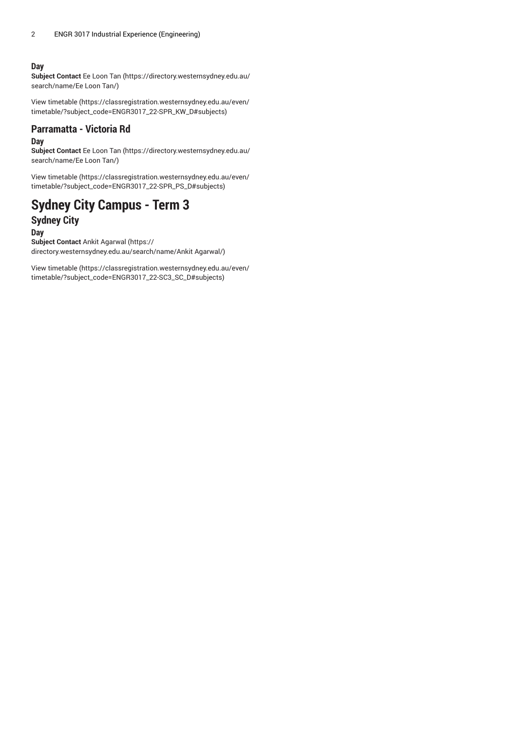#### Day

**Subject Contact** Ee Loon Tan (https://directory.westernsydney.edu.au/search/name/Ee Loon Tan/)

View timetable (https://classregistration.westernsydney.edu.au/even/timetable/?subject_code=ENGR3017_22-SPR_KW_D#subjects)

### Parramatta - Victoria Rd

#### Day

**Subject Contact** Ee Loon Tan (https://directory.westernsydney.edu.au/search/name/Ee Loon Tan/)

View timetable (https://classregistration.westernsydney.edu.au/even/timetable/?subject_code=ENGR3017_22-SPR_PS_D#subjects)

## Sydney City Campus - Term 3

### Sydney City

#### Day

**Subject Contact** Ankit Agarwal (https://directory.westernsydney.edu.au/search/name/Ankit Agarwal/)

View timetable (https://classregistration.westernsydney.edu.au/even/timetable/?subject_code=ENGR3017_22-SC3_SC_D#subjects)